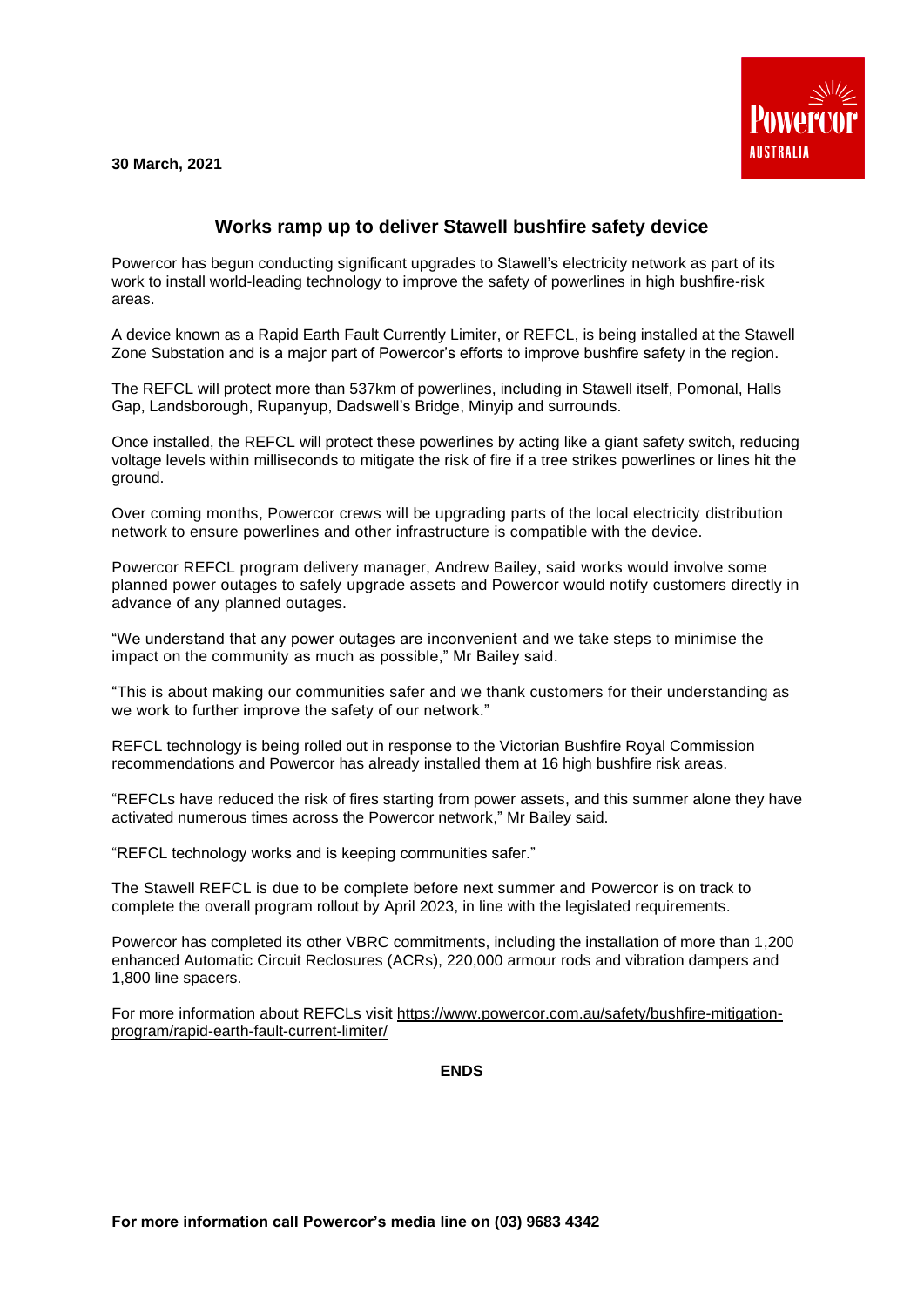**30 March, 2021**

## Works ramp up to deliver Stawell bushfire safety device

Powercor has begun conducting significant upgrades to Stawell's electricity network as part of its work to install world-leading technology to improve the safety of powerlines in high bushfire-risk areas.

A device known as a Rapid Earth Fault Currently Limiter, or REFCL, is being installed at the Stawell Zone Substation and is a major part of Powercor's efforts to improve bushfire safety in the region.

The REFCL will protect more than 537km of powerlines, including in Stawell itself, Pomonal, Halls Gap, Landsborough, Rupanyup, Dadswell's Bridge, Minyip and surrounds.

Once installed, the REFCL will protect these powerlines by acting like a giant safety switch, reducing voltage levels within milliseconds to mitigate the risk of fire if a tree strikes powerlines or lines hit the ground.

Over coming months, Powercor crews will be upgrading parts of the local electricity distribution network to ensure powerlines and other infrastructure is compatible with the device.

Powercor REFCL program delivery manager, Andrew Bailey, said works would involve some planned power outages to safely upgrade assets and Powercor would notify customers directly in advance of any planned outages.

"We understand that any power outages are inconvenient and we take steps to minimise the impact on the community as much as possible," Mr Bailey said.

"This is about making our communities safer and we thank customers for their understanding as we work to further improve the safety of our network."

REFCL technology is being rolled out in response to the Victorian Bushfire Royal Commission recommendations and Powercor has already installed them at 16 high bushfire risk areas.

"REFCLs have reduced the risk of fires starting from power assets, and this summer alone they have activated numerous times across the Powercor network," Mr Bailey said.

"REFCL technology works and is keeping communities safer."

The Stawell REFCL is due to be complete before next summer and Powercor is on track to complete the overall program rollout by April 2023, in line with the legislated requirements.

Powercor has completed its other VBRC commitments, including the installation of more than 1,200 enhanced Automatic Circuit Reclosures (ACRs), 220,000 armour rods and vibration dampers and 1,800 line spacers.

For more information about REFCLs visit https://www.powercor.com.au/safety/bushfire-mitigation-program/rapid-earth-fault-current-limiter/

**ENDS**

**For more information call Powercor's media line on (03) 9683 4342**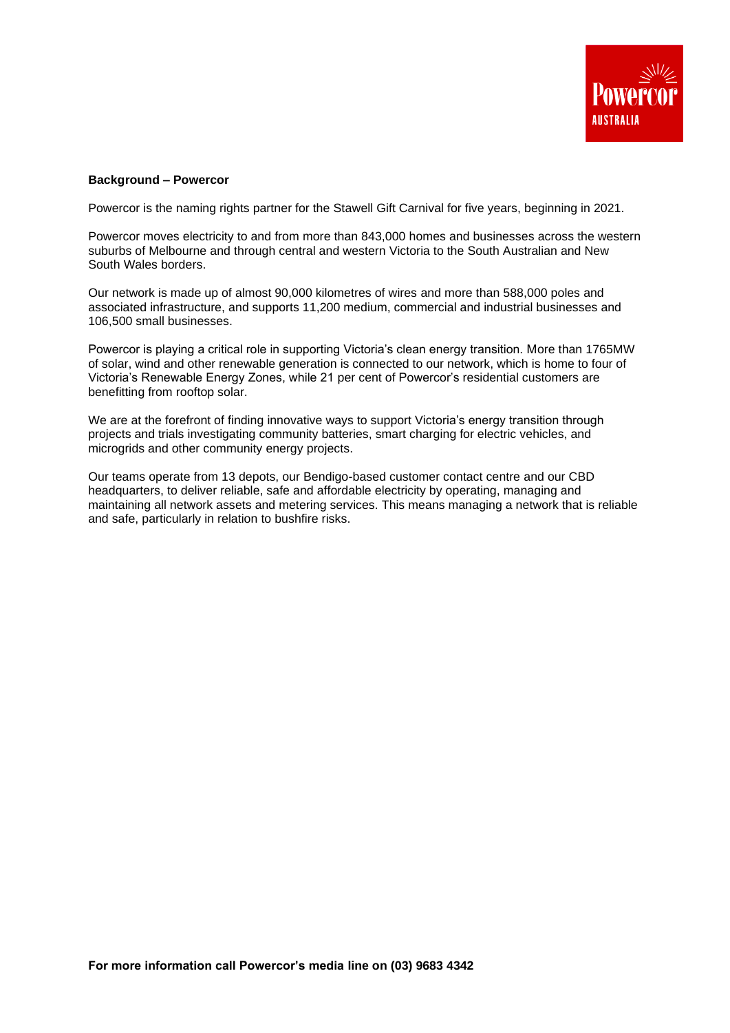**Background – Powercor**

Powercor is the naming rights partner for the Stawell Gift Carnival for five years, beginning in 2021.

Powercor moves electricity to and from more than 843,000 homes and businesses across the western suburbs of Melbourne and through central and western Victoria to the South Australian and New South Wales borders.

Our network is made up of almost 90,000 kilometres of wires and more than 588,000 poles and associated infrastructure, and supports 11,200 medium, commercial and industrial businesses and 106,500 small businesses.

Powercor is playing a critical role in supporting Victoria's clean energy transition. More than 1765MW of solar, wind and other renewable generation is connected to our network, which is home to four of Victoria's Renewable Energy Zones, while 21 per cent of Powercor's residential customers are benefitting from rooftop solar.

We are at the forefront of finding innovative ways to support Victoria's energy transition through projects and trials investigating community batteries, smart charging for electric vehicles, and microgrids and other community energy projects.

Our teams operate from 13 depots, our Bendigo-based customer contact centre and our CBD headquarters, to deliver reliable, safe and affordable electricity by operating, managing and maintaining all network assets and metering services. This means managing a network that is reliable and safe, particularly in relation to bushfire risks.

**For more information call Powercor's media line on (03) 9683 4342**